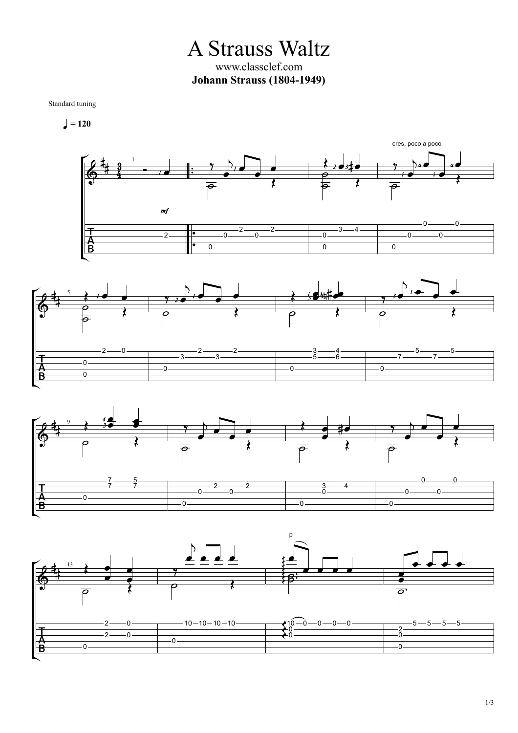# A Strauss Waltz

www.classclef.com

**Johann Strauss (1804-1949)**

Standard tuning

♩ = 120

cres, poco a poco